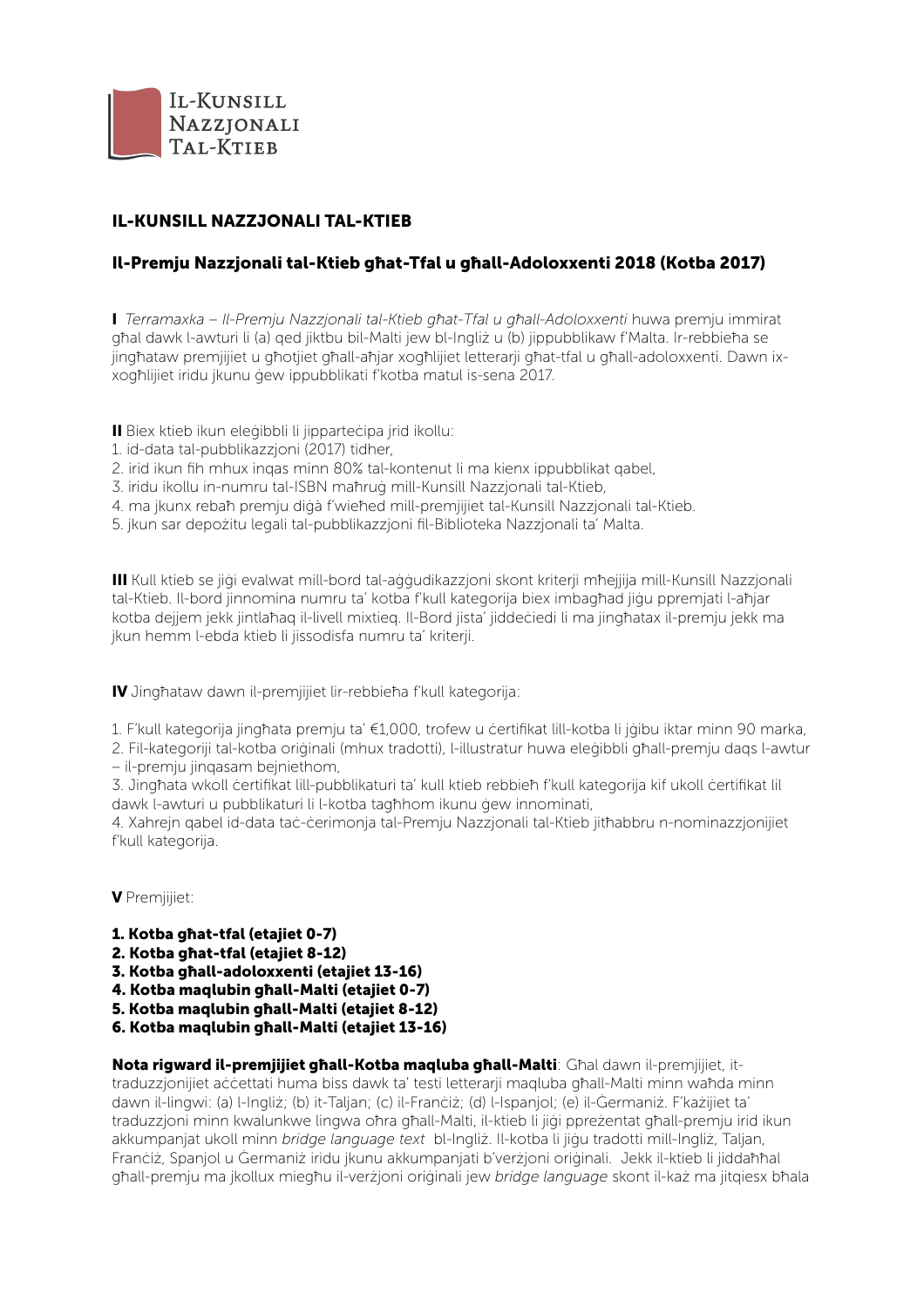Il-Kunsill Nazzjonali Tal-Ktieb

## IL-KUNSILL NAZZJONALI TAL-KTIEB

### Il-Premju Nazzjonali tal-Ktieb għat-Tfal u għall-Adoloxxenti 2018 (Kotba 2017)

**I** *Terramaxka – Il-Premju Nazzjonali tal-Ktieb għat-Tfal u għall-Adoloxxenti* huwa premju immirat għal dawk l-awturi li (a) qed jiktbu bil-Malti jew bl-Ingliż u (b) jippubblikaw f'Malta. Ir-rebbieħa se jingħataw premjijiet u għotjiet għall-aħjar xogħlijiet letterarji għat-tfal u għall-adoloxxenti. Dawn ix-xogħlijiet iridu jkunu ġew ippubblikati f'kotba matul is-sena 2017.

**II** Biex ktieb ikun eleġibbli li jipparteċipa jrid ikollu:

1. id-data tal-pubblikazzjoni (2017) tidher,
2. irid ikun fih mhux inqas minn 80% tal-kontenut li ma kienx ippubblikat qabel,
3. iridu ikollu in-numru tal-ISBN maħruġ mill-Kunsill Nazzjonali tal-Ktieb,
4. ma jkunx rebaħ premju diġà f'wieħed mill-premjijiet tal-Kunsill Nazzjonali tal-Ktieb.
5. jkun sar depożitu legali tal-pubblikazzjoni fil-Biblioteka Nazzjonali ta' Malta.

**III** Kull ktieb se jiġi evalwat mill-bord tal-aġġudikazzjoni skont kriterji mħejjija mill-Kunsill Nazzjonali tal-Ktieb. Il-bord jinnomina numru ta' kotba f'kull kategorija biex imbagħad jiġu ppremjati l-aħjar kotba dejjem jekk jintlaħaq il-livell mixtieq. Il-Bord jista' jiddeċiedi li ma jingħatax il-premju jekk ma jkun hemm l-ebda ktieb li jissodisfa numru ta' kriterji.

**IV** Jingħataw dawn il-premjijiet lir-rebbieħa f'kull kategorija:

1. F'kull kategorija jingħata premju ta' €1,000, trofew u ċertifikat lill-kotba li jġibu iktar minn 90 marka,
2. Fil-kategoriji tal-kotba oriġinali (mhux tradotti), l-illustratur huwa eleġibbli għall-premju daqs l-awtur – il-premju jinqasam bejniethom,
3. Jingħata wkoll ċertifikat lill-pubblikaturi ta' kull ktieb rebbieħ f'kull kategorija kif ukoll ċertifikat lil dawk l-awturi u pubblikaturi li l-kotba tagħhom ikunu ġew innominati,
4. Xahrejn qabel id-data taċ-ċerimonja tal-Premju Nazzjonali tal-Ktieb jitħabbru n-nominazzjonijiet f'kull kategorija.

**V** Premjijiet:

1. **Kotba għat-tfal (etajiet 0-7)**
2. **Kotba għat-tfal (etajiet 8-12)**
3. **Kotba għall-adoloxxenti (etajiet 13-16)**
4. **Kotba maqlubin għall-Malti (etajiet 0-7)**
5. **Kotba maqlubin għall-Malti (etajiet 8-12)**
6. **Kotba maqlubin għall-Malti (etajiet 13-16)**

**Nota rigward il-premjijiet għall-Kotba maqluba għall-Malti**: Għal dawn il-premjijiet, it-traduzzjonijiet aċċettati huma biss dawk ta' testi letterarji maqluba għall-Malti minn waħda minn dawn il-lingwi: (a) l-Ingliż; (b) it-Taljan; (c) il-Franċiż; (d) l-Ispanjol; (e) il-Ġermaniż. F'każijiet ta' traduzzjoni minn kwalunkwe lingwa oħra għall-Malti, il-ktieb li jiġi ppreżentat għall-premju irid ikun akkumpanjat ukoll minn *bridge language text* bl-Ingliż. Il-kotba li jiġu tradotti mill-Ingliż, Taljan, Franċiż, Spanjol u Ġermaniż iridu jkunu akkumpanjati b'verżjoni oriġinali. Jekk il-ktieb li jiddaħħal għall-premju ma jkollux miegħu il-verżjoni oriġinali jew *bridge language* skont il-każ ma jitqiesx bħala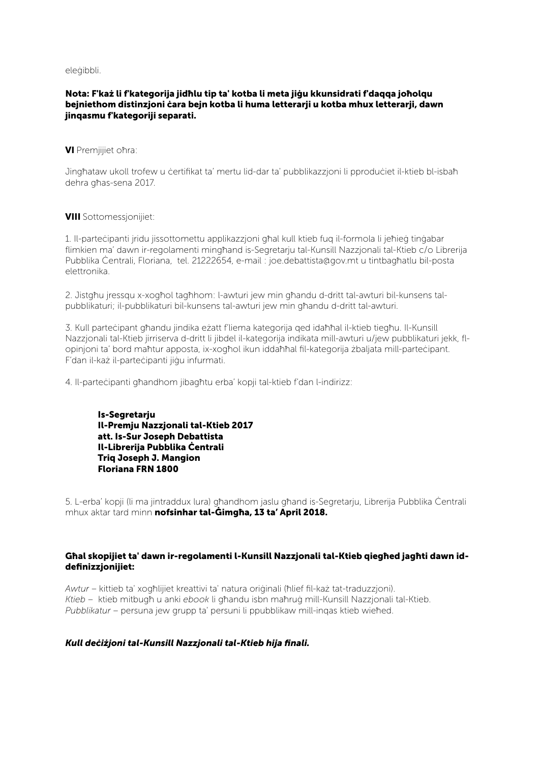eleġibbli.

**Nota: F'każ li f'kategorija jidħlu tip ta' kotba li meta jiġu kkunsidrati f'daqqa joħolqu bejniethom distinzjoni ċara bejn kotba li huma letterarji u kotba mhux letterarji, dawn jinqasmu f'kategoriji separati.**

**VI** Premjijiet oħra:

Jingħataw ukoll trofew u ċertifikat ta' mertu lid-dar ta' pubblikazzjoni li pproduċiet il-ktieb bl-isbaħ dehra għas-sena 2017.

**VIII** Sottomessjonijiet:

1. Il-parteċipanti jridu jissottomettu applikazzjoni għal kull ktieb fuq il-formola li jeħieġ tinġabar flimkien ma' dawn ir-regolamenti mingħand is-Segretarju tal-Kunsill Nazzjonali tal-Ktieb c/o Librerija Pubblika Ċentrali, Floriana, tel. 21222654, e-mail : joe.debattista@gov.mt u tintbagħatlu bil-posta elettronika.

2. Jistgħu jressqu x-xogħol tagħhom: l-awturi jew min għandu d-dritt tal-awturi bil-kunsens tal-pubblikaturi; il-pubblikaturi bil-kunsens tal-awturi jew min għandu d-dritt tal-awturi.

3. Kull parteċipant għandu jindika eżatt f'liema kategorija qed idaħħal il-ktieb tiegħu. Il-Kunsill Nazzjonali tal-Ktieb jirriserva d-dritt li jibdel il-kategorija indikata mill-awturi u/jew pubblikaturi jekk, fl-opinjoni ta' bord maħtur apposta, ix-xogħol ikun iddaħħal fil-kategorija żbaljata mill-parteċipant. F'dan il-każ il-parteċipanti jiġu infurmati.

4. Il-parteċipanti għandhom jibagħtu erba' kopji tal-ktieb f'dan l-indirizz:

> **Is-Segretarju**
> **Il-Premju Nazzjonali tal-Ktieb 2017**
> **att. Is-Sur Joseph Debattista**
> **Il-Librerija Pubblika Ċentrali**
> **Triq Joseph J. Mangion**
> **Floriana FRN 1800**

5. L-erba' kopji (li ma jintraddux lura) għandhom jaslu għand is-Segretarju, Librerija Pubblika Ċentrali mhux aktar tard minn **nofsinhar tal-Ġimgħa, 13 ta' April 2018.**

**Għal skopijiet ta' dawn ir-regolamenti l-Kunsill Nazzjonali tal-Ktieb qiegħed jagħti dawn id-definizzjonijiet:**

*Awtur* – kittieb ta' xogħlijiet kreattivi ta' natura oriġinali (ħlief fil-każ tat-traduzzjoni).
*Ktieb* – ktieb mitbugħ u anki *ebook* li għandu isbn maħruġ mill-Kunsill Nazzjonali tal-Ktieb.
*Pubblikatur* – persuna jew grupp ta' persuni li ppubblikaw mill-inqas ktieb wieħed.

***Kull deċiżjoni tal-Kunsill Nazzjonali tal-Ktieb hija finali.***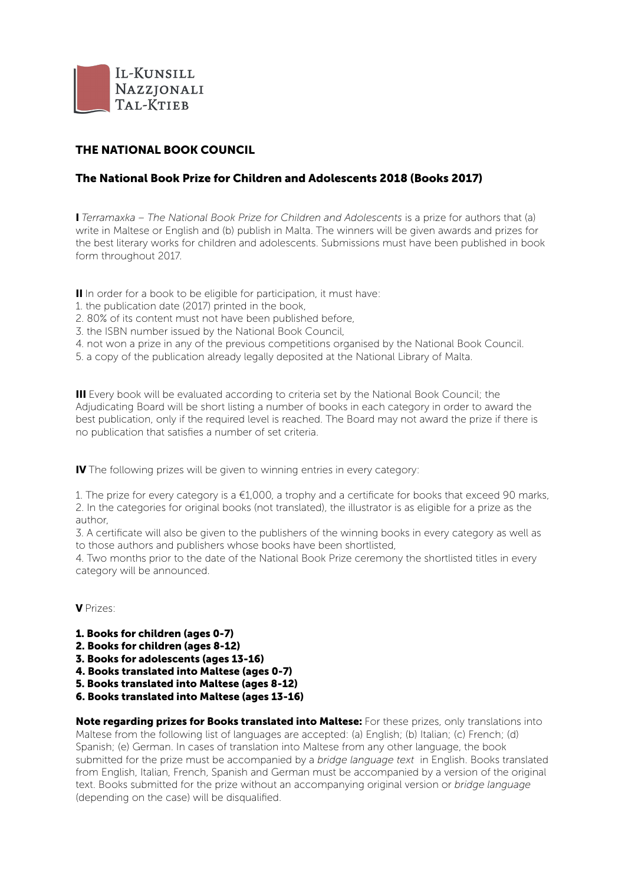Il-Kunsill Nazzjonali Tal-Ktieb

## THE NATIONAL BOOK COUNCIL

### The National Book Prize for Children and Adolescents 2018 (Books 2017)

**I** *Terramaxka – The National Book Prize for Children and Adolescents* is a prize for authors that (a) write in Maltese or English and (b) publish in Malta. The winners will be given awards and prizes for the best literary works for children and adolescents. Submissions must have been published in book form throughout 2017.

**II** In order for a book to be eligible for participation, it must have:
1. the publication date (2017) printed in the book,
2. 80% of its content must not have been published before,
3. the ISBN number issued by the National Book Council,
4. not won a prize in any of the previous competitions organised by the National Book Council.
5. a copy of the publication already legally deposited at the National Library of Malta.

**III** Every book will be evaluated according to criteria set by the National Book Council; the Adjudicating Board will be short listing a number of books in each category in order to award the best publication, only if the required level is reached. The Board may not award the prize if there is no publication that satisfies a number of set criteria.

**IV** The following prizes will be given to winning entries in every category:

1. The prize for every category is a €1,000, a trophy and a certificate for books that exceed 90 marks,
2. In the categories for original books (not translated), the illustrator is as eligible for a prize as the author,
3. A certificate will also be given to the publishers of the winning books in every category as well as to those authors and publishers whose books have been shortlisted,
4. Two months prior to the date of the National Book Prize ceremony the shortlisted titles in every category will be announced.

**V** Prizes:

1. **Books for children (ages 0-7)**
2. **Books for children (ages 8-12)**
3. **Books for adolescents (ages 13-16)**
4. **Books translated into Maltese (ages 0-7)**
5. **Books translated into Maltese (ages 8-12)**
6. **Books translated into Maltese (ages 13-16)**

**Note regarding prizes for Books translated into Maltese:** For these prizes, only translations into Maltese from the following list of languages are accepted: (a) English; (b) Italian; (c) French; (d) Spanish; (e) German. In cases of translation into Maltese from any other language, the book submitted for the prize must be accompanied by a *bridge language text* in English. Books translated from English, Italian, French, Spanish and German must be accompanied by a version of the original text. Books submitted for the prize without an accompanying original version or *bridge language* (depending on the case) will be disqualified.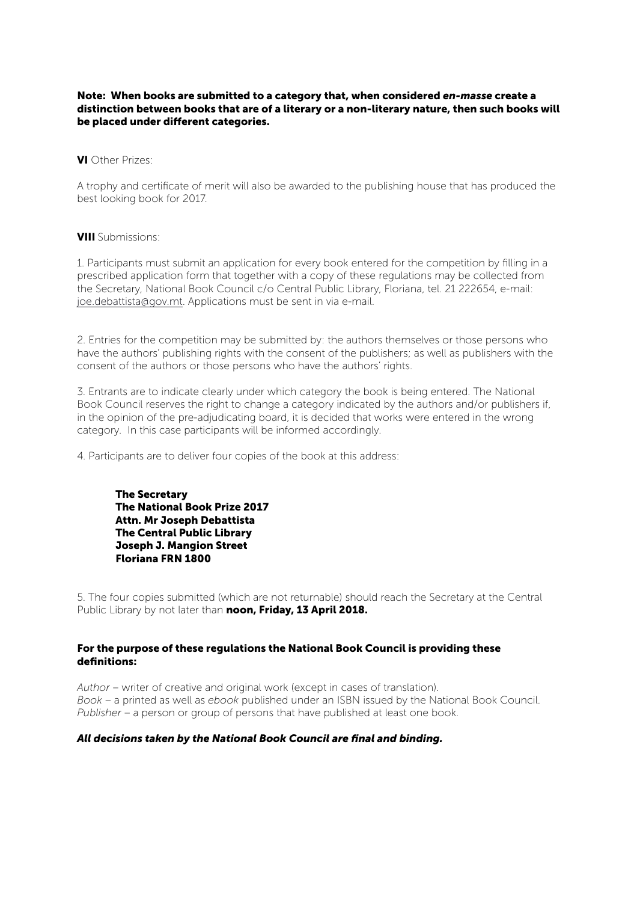**Note: When books are submitted to a category that, when considered *en-masse* create a distinction between books that are of a literary or a non-literary nature, then such books will be placed under different categories.**

**VI** Other Prizes:

A trophy and certificate of merit will also be awarded to the publishing house that has produced the best looking book for 2017.

**VIII** Submissions:

1. Participants must submit an application for every book entered for the competition by filling in a prescribed application form that together with a copy of these regulations may be collected from the Secretary, National Book Council c/o Central Public Library, Floriana, tel. 21 222654, e-mail: joe.debattista@gov.mt. Applications must be sent in via e-mail.

2. Entries for the competition may be submitted by: the authors themselves or those persons who have the authors' publishing rights with the consent of the publishers; as well as publishers with the consent of the authors or those persons who have the authors' rights.

3. Entrants are to indicate clearly under which category the book is being entered. The National Book Council reserves the right to change a category indicated by the authors and/or publishers if, in the opinion of the pre-adjudicating board, it is decided that works were entered in the wrong category. In this case participants will be informed accordingly.

4. Participants are to deliver four copies of the book at this address:

> **The Secretary**
> **The National Book Prize 2017**
> **Attn. Mr Joseph Debattista**
> **The Central Public Library**
> **Joseph J. Mangion Street**
> **Floriana FRN 1800**

5. The four copies submitted (which are not returnable) should reach the Secretary at the Central Public Library by not later than **noon, Friday, 13 April 2018.**

**For the purpose of these regulations the National Book Council is providing these definitions:**

*Author* – writer of creative and original work (except in cases of translation).
*Book* – a printed as well as *ebook* published under an ISBN issued by the National Book Council.
*Publisher* – a person or group of persons that have published at least one book.

***All decisions taken by the National Book Council are final and binding.***